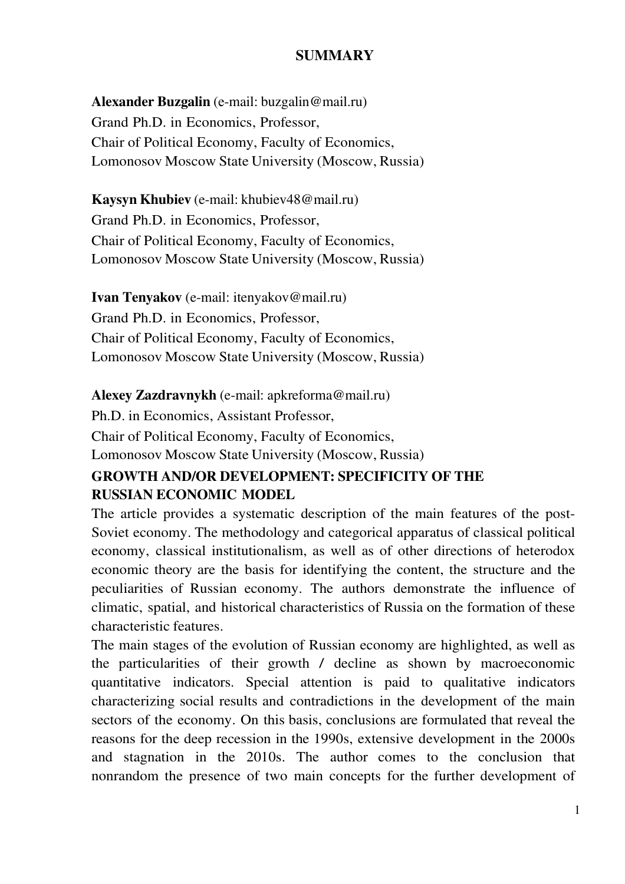# SUMMARY

**Alexander Buzgalin** (e-mail: buzgalin@mail.ru)
Grand Ph.D. in Economics, Professor,
Chair of Political Economy, Faculty of Economics,
Lomonosov Moscow State University (Moscow, Russia)

**Kaysyn Khubiev** (e-mail: khubiev48@mail.ru)
Grand Ph.D. in Economics, Professor,
Chair of Political Economy, Faculty of Economics,
Lomonosov Moscow State University (Moscow, Russia)

**Ivan Tenyakov** (e-mail: itenyakov@mail.ru)
Grand Ph.D. in Economics, Professor,
Chair of Political Economy, Faculty of Economics,
Lomonosov Moscow State University (Moscow, Russia)

**Alexey Zazdravnykh** (e-mail: apkreforma@mail.ru)
Ph.D. in Economics, Assistant Professor,
Chair of Political Economy, Faculty of Economics,
Lomonosov Moscow State University (Moscow, Russia)

## GROWTH AND/OR DEVELOPMENT: SPECIFICITY OF THE RUSSIAN ECONOMIC MODEL

The article provides a systematic description of the main features of the post-Soviet economy. The methodology and categorical apparatus of classical political economy, classical institutionalism, as well as of other directions of heterodox economic theory are the basis for identifying the content, the structure and the peculiarities of Russian economy. The authors demonstrate the influence of climatic, spatial, and historical characteristics of Russia on the formation of these characteristic features.

The main stages of the evolution of Russian economy are highlighted, as well as the particularities of their growth / decline as shown by macroeconomic quantitative indicators. Special attention is paid to qualitative indicators characterizing social results and contradictions in the development of the main sectors of the economy. On this basis, conclusions are formulated that reveal the reasons for the deep recession in the 1990s, extensive development in the 2000s and stagnation in the 2010s. The author comes to the conclusion that nonrandom the presence of two main concepts for the further development of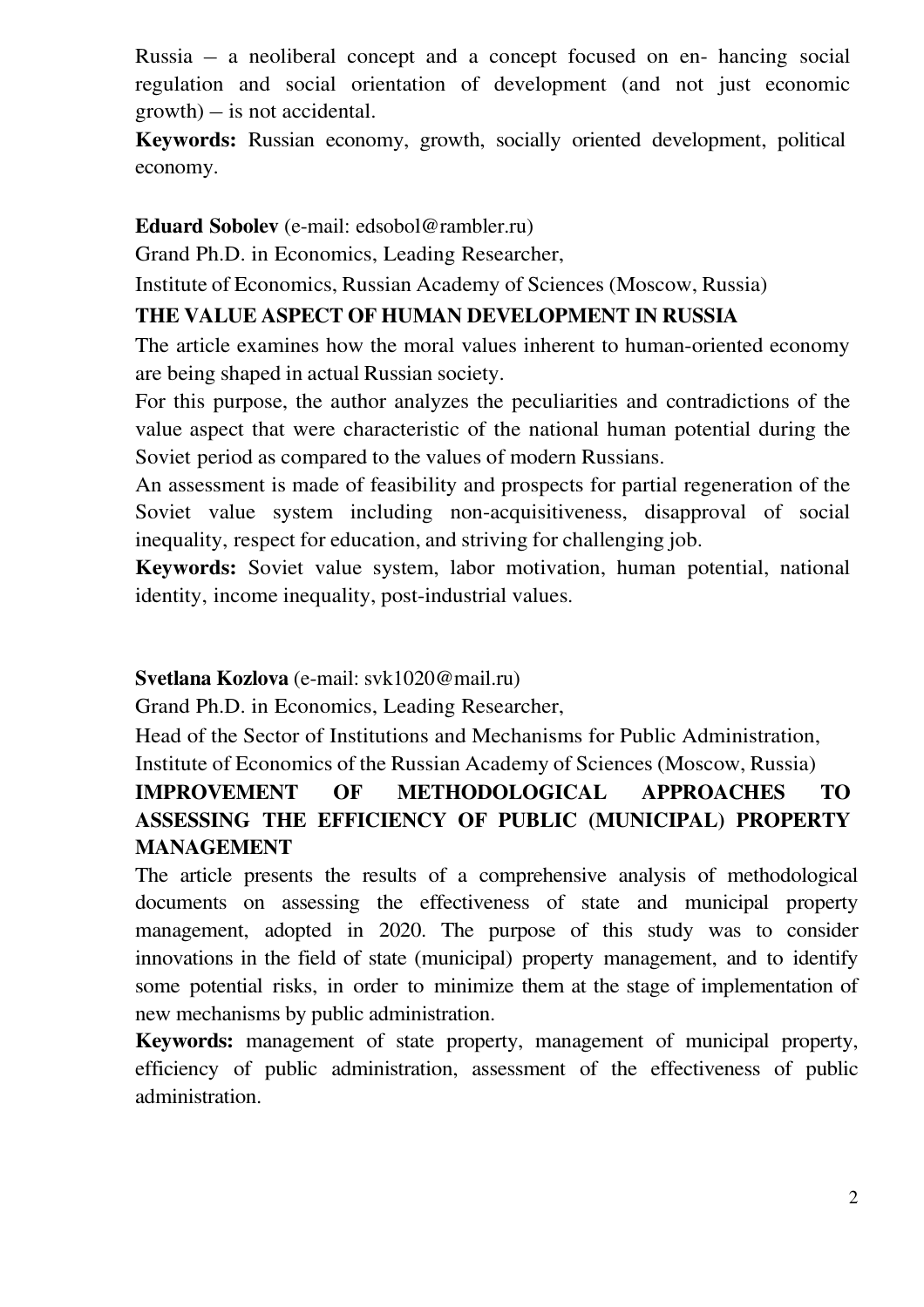Russia – a neoliberal concept and a concept focused on en- hancing social regulation and social orientation of development (and not just economic growth) – is not accidental.

**Keywords:** Russian economy, growth, socially oriented development, political economy.

**Eduard Sobolev** (e-mail: edsobol@rambler.ru)

Grand Ph.D. in Economics, Leading Researcher,

Institute of Economics, Russian Academy of Sciences (Moscow, Russia)

**THE VALUE ASPECT OF HUMAN DEVELOPMENT IN RUSSIA**

The article examines how the moral values inherent to human-oriented economy are being shaped in actual Russian society.

For this purpose, the author analyzes the peculiarities and contradictions of the value aspect that were characteristic of the national human potential during the Soviet period as compared to the values of modern Russians.

An assessment is made of feasibility and prospects for partial regeneration of the Soviet value system including non-acquisitiveness, disapproval of social inequality, respect for education, and striving for challenging job.

**Keywords:** Soviet value system, labor motivation, human potential, national identity, income inequality, post-industrial values.

**Svetlana Kozlova** (e-mail: svk1020@mail.ru)

Grand Ph.D. in Economics, Leading Researcher,

Head of the Sector of Institutions and Mechanisms for Public Administration,

Institute of Economics of the Russian Academy of Sciences (Moscow, Russia)

**IMPROVEMENT OF METHODOLOGICAL APPROACHES TO ASSESSING THE EFFICIENCY OF PUBLIC (MUNICIPAL) PROPERTY MANAGEMENT**

The article presents the results of a comprehensive analysis of methodological documents on assessing the effectiveness of state and municipal property management, adopted in 2020. The purpose of this study was to consider innovations in the field of state (municipal) property management, and to identify some potential risks, in order to minimize them at the stage of implementation of new mechanisms by public administration.

**Keywords:** management of state property, management of municipal property, efficiency of public administration, assessment of the effectiveness of public administration.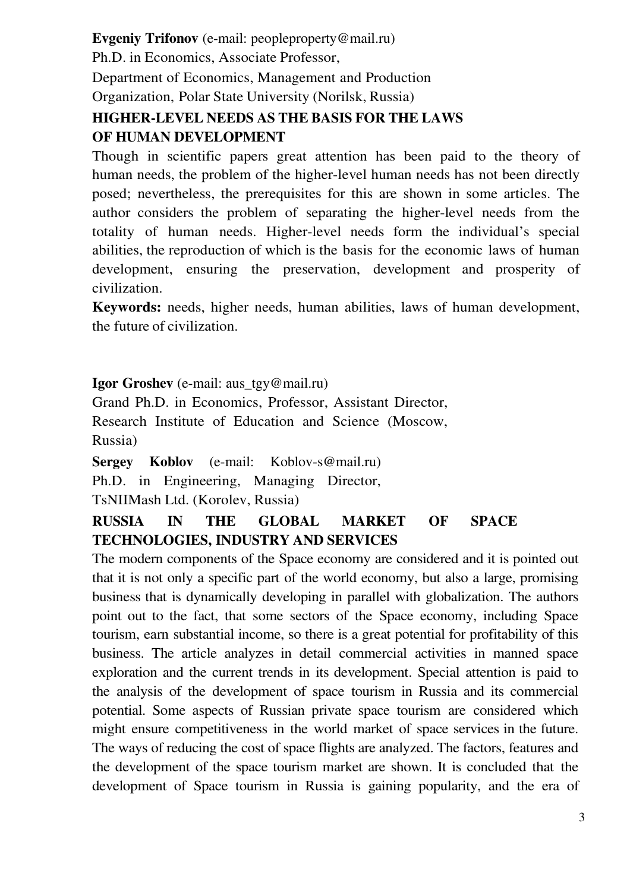**Evgeniy Trifonov** (e-mail: peopleproperty@mail.ru)
Ph.D. in Economics, Associate Professor,
Department of Economics, Management and Production
Organization, Polar State University (Norilsk, Russia)

**HIGHER-LEVEL NEEDS AS THE BASIS FOR THE LAWS OF HUMAN DEVELOPMENT**

Though in scientific papers great attention has been paid to the theory of human needs, the problem of the higher-level human needs has not been directly posed; nevertheless, the prerequisites for this are shown in some articles. The author considers the problem of separating the higher-level needs from the totality of human needs. Higher-level needs form the individual's special abilities, the reproduction of which is the basis for the economic laws of human development, ensuring the preservation, development and prosperity of civilization.

**Keywords:** needs, higher needs, human abilities, laws of human development, the future of civilization.

**Igor Groshev** (e-mail: aus_tgy@mail.ru)
Grand Ph.D. in Economics, Professor, Assistant Director,
Research Institute of Education and Science (Moscow, Russia)

**Sergey Koblov** (e-mail: Koblov-s@mail.ru)
Ph.D. in Engineering, Managing Director,
TsNIIMash Ltd. (Korolev, Russia)

**RUSSIA IN THE GLOBAL MARKET OF SPACE TECHNOLOGIES, INDUSTRY AND SERVICES**

The modern components of the Space economy are considered and it is pointed out that it is not only a specific part of the world economy, but also a large, promising business that is dynamically developing in parallel with globalization. The authors point out to the fact, that some sectors of the Space economy, including Space tourism, earn substantial income, so there is a great potential for profitability of this business. The article analyzes in detail commercial activities in manned space exploration and the current trends in its development. Special attention is paid to the analysis of the development of space tourism in Russia and its commercial potential. Some aspects of Russian private space tourism are considered which might ensure competitiveness in the world market of space services in the future. The ways of reducing the cost of space flights are analyzed. The factors, features and the development of the space tourism market are shown. It is concluded that the development of Space tourism in Russia is gaining popularity, and the era of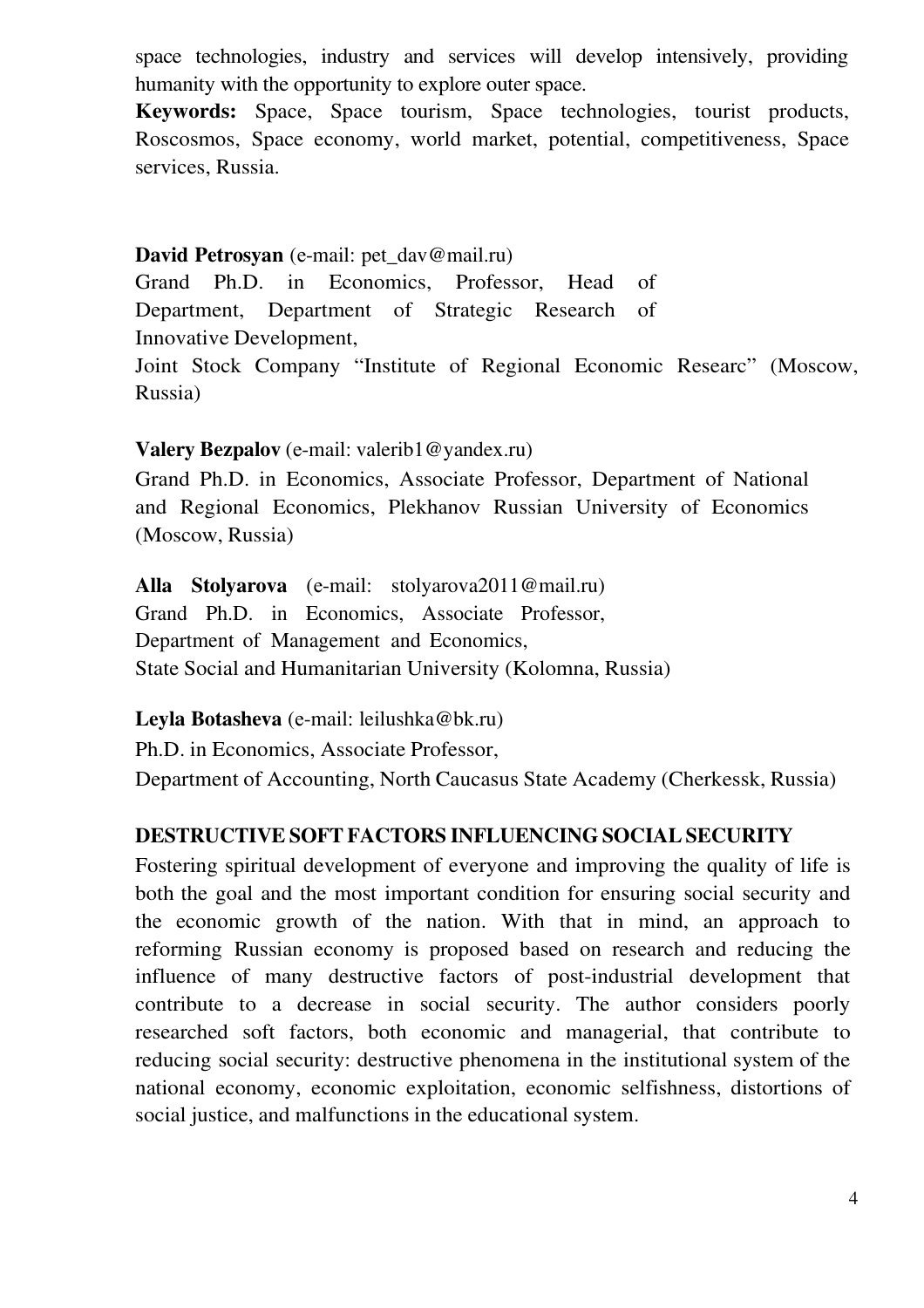space technologies, industry and services will develop intensively, providing humanity with the opportunity to explore outer space.

**Keywords:** Space, Space tourism, Space technologies, tourist products, Roscosmos, Space economy, world market, potential, competitiveness, Space services, Russia.

**David Petrosyan** (e-mail: pet_dav@mail.ru)
Grand Ph.D. in Economics, Professor, Head of Department, Department of Strategic Research of Innovative Development,
Joint Stock Company "Institute of Regional Economic Researc" (Moscow, Russia)

**Valery Bezpalov** (e-mail: valerib1@yandex.ru)
Grand Ph.D. in Economics, Associate Professor, Department of National and Regional Economics, Plekhanov Russian University of Economics (Moscow, Russia)

**Alla Stolyarova** (e-mail: stolyarova2011@mail.ru)
Grand Ph.D. in Economics, Associate Professor,
Department of Management and Economics,
State Social and Humanitarian University (Kolomna, Russia)

**Leyla Botasheva** (e-mail: leilushka@bk.ru)
Ph.D. in Economics, Associate Professor,
Department of Accounting, North Caucasus State Academy (Cherkessk, Russia)

## DESTRUCTIVE SOFT FACTORS INFLUENCING SOCIAL SECURITY

Fostering spiritual development of everyone and improving the quality of life is both the goal and the most important condition for ensuring social security and the economic growth of the nation. With that in mind, an approach to reforming Russian economy is proposed based on research and reducing the influence of many destructive factors of post-industrial development that contribute to a decrease in social security. The author considers poorly researched soft factors, both economic and managerial, that contribute to reducing social security: destructive phenomena in the institutional system of the national economy, economic exploitation, economic selfishness, distortions of social justice, and malfunctions in the educational system.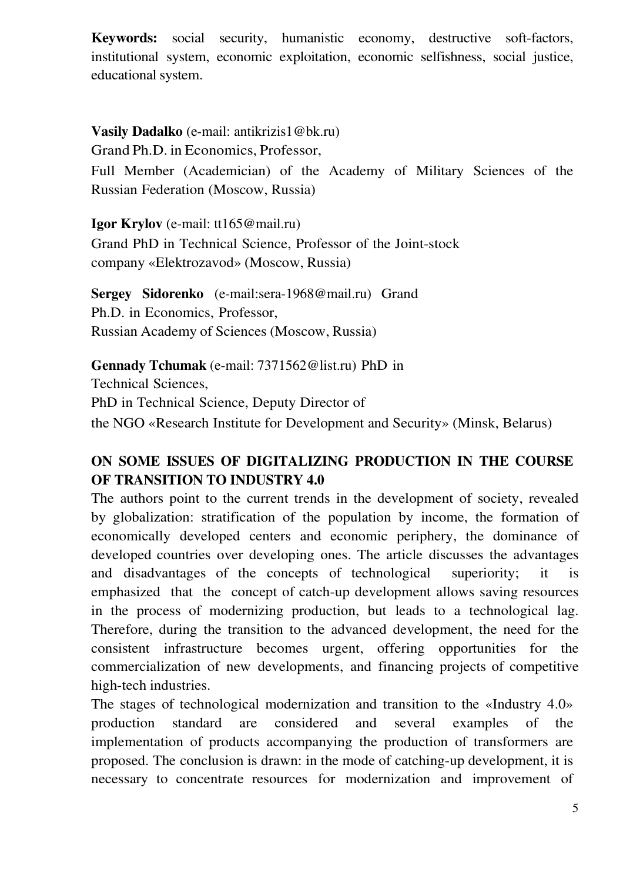**Keywords:** social security, humanistic economy, destructive soft-factors, institutional system, economic exploitation, economic selfishness, social justice, educational system.

**Vasily Dadalko** (e-mail: antikrizis1@bk.ru)
Grand Ph.D. in Economics, Professor,
Full Member (Academician) of the Academy of Military Sciences of the Russian Federation (Moscow, Russia)

**Igor Krylov** (e-mail: tt165@mail.ru)
Grand PhD in Technical Science, Professor of the Joint-stock company «Elektrozavod» (Moscow, Russia)

**Sergey Sidorenko** (e-mail:sera-1968@mail.ru) Grand Ph.D. in Economics, Professor,
Russian Academy of Sciences (Moscow, Russia)

**Gennady Tchumak** (e-mail: 7371562@list.ru) PhD in Technical Sciences,
PhD in Technical Science, Deputy Director of the NGO «Research Institute for Development and Security» (Minsk, Belarus)

## ON SOME ISSUES OF DIGITALIZING PRODUCTION IN THE COURSE OF TRANSITION TO INDUSTRY 4.0

The authors point to the current trends in the development of society, revealed by globalization: stratification of the population by income, the formation of economically developed centers and economic periphery, the dominance of developed countries over developing ones. The article discusses the advantages and disadvantages of the concepts of technological superiority; it is emphasized that the concept of catch-up development allows saving resources in the process of modernizing production, but leads to a technological lag. Therefore, during the transition to the advanced development, the need for the consistent infrastructure becomes urgent, offering opportunities for the commercialization of new developments, and financing projects of competitive high-tech industries.

The stages of technological modernization and transition to the «Industry 4.0» production standard are considered and several examples of the implementation of products accompanying the production of transformers are proposed. The conclusion is drawn: in the mode of catching-up development, it is necessary to concentrate resources for modernization and improvement of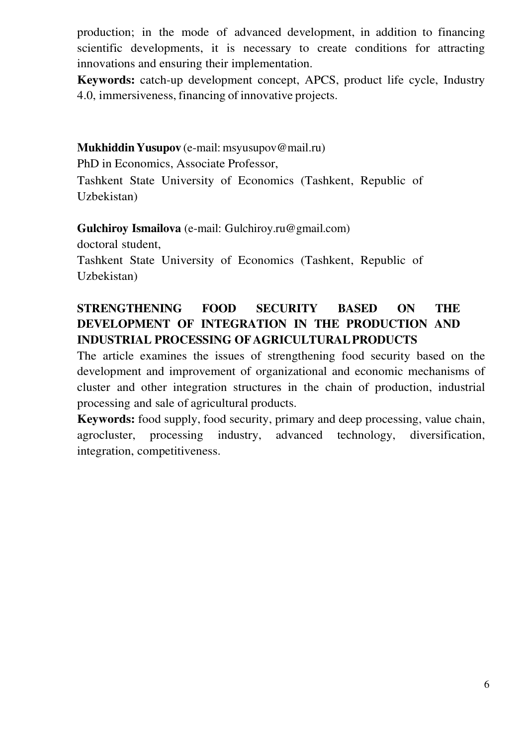production; in the mode of advanced development, in addition to financing scientific developments, it is necessary to create conditions for attracting innovations and ensuring their implementation.

**Keywords:** catch-up development concept, APCS, product life cycle, Industry 4.0, immersiveness, financing of innovative projects.

**Mukhiddin Yusupov** (e-mail: msyusupov@mail.ru)
PhD in Economics, Associate Professor,
Tashkent State University of Economics (Tashkent, Republic of Uzbekistan)

**Gulchiroy Ismailova** (e-mail: Gulchiroy.ru@gmail.com)
doctoral student,
Tashkent State University of Economics (Tashkent, Republic of Uzbekistan)

## STRENGTHENING FOOD SECURITY BASED ON THE DEVELOPMENT OF INTEGRATION IN THE PRODUCTION AND INDUSTRIAL PROCESSING OF AGRICULTURAL PRODUCTS

The article examines the issues of strengthening food security based on the development and improvement of organizational and economic mechanisms of cluster and other integration structures in the chain of production, industrial processing and sale of agricultural products.

**Keywords:** food supply, food security, primary and deep processing, value chain, agrocluster, processing industry, advanced technology, diversification, integration, competitiveness.